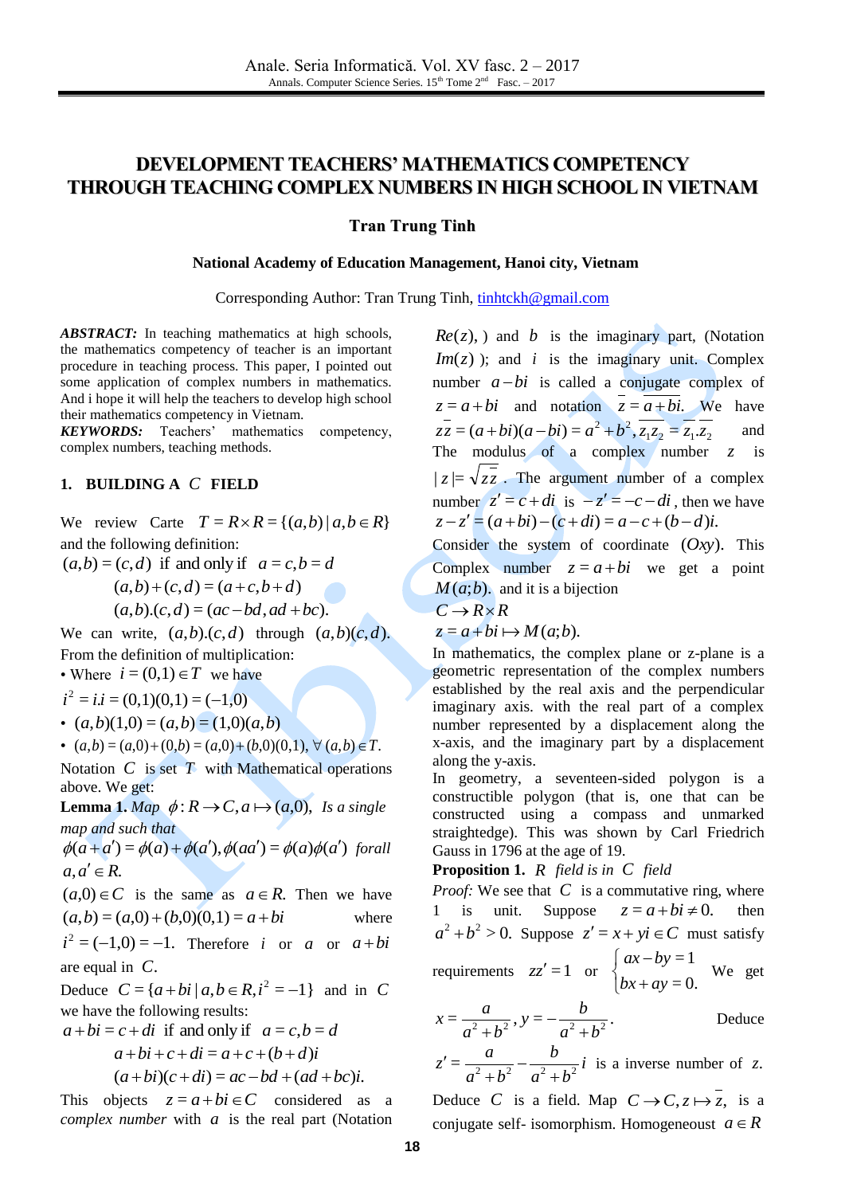# DEVELOPMENT TEACHERS' MATHEMATICS COMPETENCY THROUGH TEACHING COMPLEX NUMBERS IN HIGH SCHOOL IN VIETNAM

**Tran Trung Tinh**

**National Academy of Education Management, Hanoi city, Vietnam**

Corresponding Author: Tran Trung Tinh, tinhtckh@gmail.com

***ABSTRACT:*** In teaching mathematics at high schools, the mathematics competency of teacher is an important procedure in teaching process. This paper, I pointed out some application of complex numbers in mathematics. And i hope it will help the teachers to develop high school their mathematics competency in Vietnam.

***KEYWORDS:*** Teachers' mathematics competency, complex numbers, teaching methods.

## 1. BUILDING A $C$ FIELD

We review Carte $T = R\times R = \{(a,b)\,|\,a,b\in R\}$ and the following definition:

$(a,b)=(c,d)$ if and only if $a=c, b=d$

$$(a,b)+(c,d)=(a+c,b+d)$$

$$(a,b).(c,d)=(ac-bd,ad+bc).$$

We can write, $(a,b).(c,d)$ through $(a,b)(c,d)$. From the definition of multiplication:

- Where $i=(0,1)\in T$ we have

$i^2 = i.i = (0,1)(0,1) = (-1,0)$

- $(a,b)(1,0)=(a,b)=(1,0)(a,b)$
- $(a,b)=(a,0)+(0,b)=(a,0)+(b,0)(0,1),\ \forall\,(a,b)\in T.$

Notation $C$ is set $T$ with Mathematical operations above. We get:

**Lemma 1.** *Map* $\phi: R\to C, a\mapsto (a,0)$, *Is a single map and such that* $\phi(a+a')=\phi(a)+\phi(a'),\phi(aa')=\phi(a)\phi(a')$ *forall* $a,a'\in R.$

$(a,0)\in C$ is the same as $a\in R.$ Then we have $(a,b)=(a,0)+(b,0)(0,1)=a+bi$ where $i^2=(-1,0)=-1.$ Therefore $i$ or $a$ or $a+bi$ are equal in $C$.

Deduce $C=\{a+bi\,|\,a,b\in R, i^2=-1\}$ and in $C$ we have the following results:

$a+bi=c+di$ if and only if $a=c,b=d$

$$a+bi+c+di=a+c+(b+d)i$$

$$(a+bi)(c+di)=ac-bd+(ad+bc)i.$$

This objects $z=a+bi\in C$ considered as a *complex number* with $a$ is the real part (Notation $Re(z)$, ) and $b$ is the imaginary part, (Notation $Im(z)$ ); and $i$ is the imaginary unit. Complex number $a-bi$ is called a conjugate complex of $z=a+bi$ and notation $\overline{z}=\overline{a+bi}.$ We have $z\overline{z}=(a+bi)(a-bi)=a^2+b^2, \overline{z_1z_2}=\overline{z_1}.\overline{z_2}$ and The modulus of a complex number $z$ is $|z|=\sqrt{z\overline{z}}$. The argument number of a complex number $z'=c+di$ is $-z'=-c-di$, then we have $z-z'=(a+bi)-(c+di)=a-c+(b-d)i.$

Consider the system of coordinate $(Oxy)$. This Complex number $z=a+bi$ we get a point $M(a;b).$ and it is a bijection

$C\to R\times R$

$z=a+bi\mapsto M(a;b).$

In mathematics, the complex plane or z-plane is a geometric representation of the complex numbers established by the real axis and the perpendicular imaginary axis. with the real part of a complex number represented by a displacement along the x-axis, and the imaginary part by a displacement along the y-axis.

In geometry, a seventeen-sided polygon is a constructible polygon (that is, one that can be constructed using a compass and unmarked straightedge). This was shown by Carl Friedrich Gauss in 1796 at the age of 19.

**Proposition 1.** *$R$ field is in $C$ field*

*Proof:* We see that $C$ is a commutative ring, where 1 is unit. Suppose $z=a+bi\neq 0.$ then $a^2+b^2>0.$ Suppose $z'=x+yi\in C$ must satisfy requirements $zz'=1$ or $\begin{cases} ax-by=1\\ bx+ay=0.\end{cases}$ We get

$x=\dfrac{a}{a^2+b^2}, y=-\dfrac{b}{a^2+b^2}.$ Deduce

$z'=\dfrac{a}{a^2+b^2}-\dfrac{b}{a^2+b^2}i$ is a inverse number of $z.$

Deduce $C$ is a field. Map $C\to C, z\mapsto \overline{z},$ is a conjugate self- isomorphism. Homogeneout $a\in R$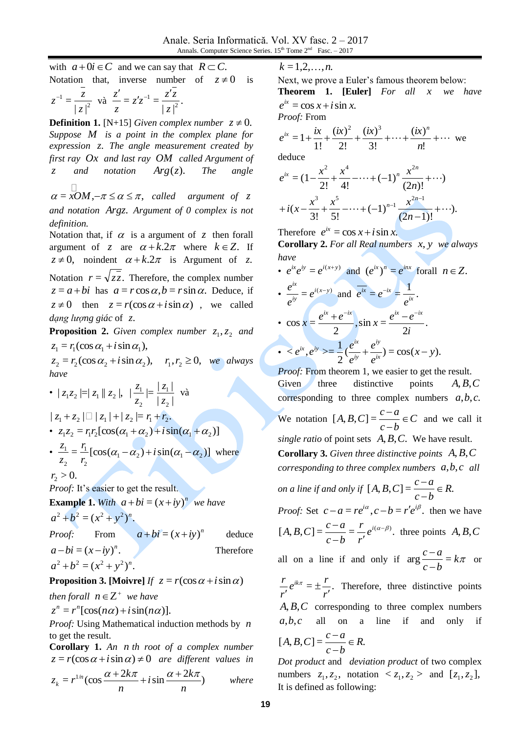with $a+0i \in C$ and we can say that $R \subset C.$

Notation that, inverse number of $z \neq 0$ is $z^{-1} = \dfrac{\bar{z}}{|z|^2}$ và $\dfrac{z'}{z} = z'z^{-1} = \dfrac{z'\bar{z}}{|z|^2}.$

**Definition 1.** [N+15] *Given complex number $z \neq 0.$ Suppose $M$ is a point in the complex plane for expression $z.$ The angle measurement created by first ray $Ox$ and last ray $OM$ called Argument of $z$ and notation $Arg(z).$ The angle $\alpha = \widehat{xOM}, -\pi \leq \alpha \leq \pi,$ called argument of $z$ and notation $Argz.$ Argument of 0 complex is not definition.*

Notation that, if $\alpha$ is a argument of $z$ then forall argument of $z$ are $\alpha + k.2\pi$ where $k \in Z.$ If $z \neq 0,$ noindent $\alpha + k.2\pi$ is Argument of $z.$

Notation $r = \sqrt{z\bar{z}}.$ Therefore, the complex number $z = a+bi$ has $a = r\cos\alpha, b = r\sin\alpha.$ Deduce, if $z \neq 0$ then $z = r(\cos\alpha + i\sin\alpha)$ , we called *dạng lượng giác* of $z.$

**Proposition 2.** *Given complex number $z_1, z_2$ and*
$z_1 = r_1(\cos\alpha_1 + i\sin\alpha_1),$
$z_2 = r_2(\cos\alpha_2 + i\sin\alpha_2),\quad r_1, r_2 \geq 0,$ *we always have*

- $|z_1 z_2| = |z_1||z_2|,\ \left|\dfrac{z_1}{z_2}\right| = \dfrac{|z_1|}{|z_2|}$ và $|z_1 + z_2| \leq |z_1| + |z_2| = r_1 + r_2.$
- $z_1 z_2 = r_1 r_2[\cos(\alpha_1+\alpha_2) + i\sin(\alpha_1+\alpha_2)]$
- $\dfrac{z_1}{z_2} = \dfrac{r_1}{r_2}[\cos(\alpha_1-\alpha_2) + i\sin(\alpha_1-\alpha_2)]$ where $r_2 > 0.$

*Proof:* It's easier to get the result.

**Example 1.** *With $a+bi = (x+iy)^n$ we have* $a^2+b^2 = (x^2+y^2)^n.$

*Proof:* From $a+bi = (x+iy)^n$ deduce $a-bi = (x-iy)^n.$ Therefore $a^2+b^2 = (x^2+y^2)^n.$

**Proposition 3. [Moivre]** *If $z = r(\cos\alpha + i\sin\alpha)$ then forall $n \in Z^+$ we have*
$z^n = r^n[\cos(n\alpha) + i\sin(n\alpha)].$

*Proof:* Using Mathematical induction methods by $n$ to get the result.

**Corollary 1.** *An $n$ th root of a complex number $z = r(\cos\alpha + i\sin\alpha) \neq 0$ are different values in*
$$z_k = r^{1/n}\left(\cos\frac{\alpha+2k\pi}{n} + i\sin\frac{\alpha+2k\pi}{n}\right)$$
*where* $k = 1,2,\ldots,n.$

Next, we prove a Euler's famous theorem below:

**Theorem 1. [Euler]** *For all $x$ we have $e^{ix} = \cos x + i\sin x.$*

*Proof:* From
$$e^{ix} = 1 + \frac{ix}{1!} + \frac{(ix)^2}{2!} + \frac{(ix)^3}{3!} + \cdots + \frac{(ix)^n}{n!} + \cdots$$
we deduce
$$e^{ix} = \left(1 - \frac{x^2}{2!} + \frac{x^4}{4!} - \cdots + (-1)^n\frac{x^{2n}}{(2n)!} + \cdots\right)$$
$$+ i\left(x - \frac{x^3}{3!} + \frac{x^5}{5!} - \cdots + (-1)^{n-1}\frac{x^{2n-1}}{(2n-1)!} + \cdots\right).$$
Therefore $e^{ix} = \cos x + i\sin x.$

**Corollary 2.** *For all Real numbers $x, y$ we always have*

- $e^{ix}e^{iy} = e^{i(x+y)}$ and $(e^{ix})^n = e^{inx}$ forall $n \in Z.$
- $\dfrac{e^{ix}}{e^{iy}} = e^{i(x-y)}$ and $\overline{e^{ix}} = e^{-ix} = \dfrac{1}{e^{ix}}.$
- $\cos x = \dfrac{e^{ix}+e^{-ix}}{2}, \sin x = \dfrac{e^{ix}-e^{-ix}}{2i}.$
- $< e^{ix}, e^{iy} >= \dfrac{1}{2}\left(\dfrac{e^{ix}}{e^{iy}} + \dfrac{e^{iy}}{e^{ix}}\right) = \cos(x-y).$

*Proof:* From theorem 1, we easier to get the result.

Given three distinctive points $A, B, C$ corresponding to three complex numbers $a, b, c.$ We notation $[A,B,C] = \dfrac{c-a}{c-b} \in C$ and we call it *single ratio* of point sets $A, B, C.$ We have result.

**Corollary 3.** *Given three distinctive points $A, B, C$ corresponding to three complex numbers $a, b, c$ all on a line if and only if $[A,B,C] = \dfrac{c-a}{c-b} \in R.$*

*Proof:* Set $c-a = re^{i\alpha}, c-b = r'e^{i\beta}.$ then we have $[A,B,C] = \dfrac{c-a}{c-b} = \dfrac{r}{r'}e^{i(\alpha-\beta)}.$ three points $A, B, C$ all on a line if and only if $\arg\dfrac{c-a}{c-b} = k\pi$ or $\dfrac{r}{r'}e^{ik\pi} = \pm\dfrac{r}{r'}.$ Therefore, three distinctive points $A, B, C$ corresponding to three complex numbers $a, b, c$ all on a line if and only if $[A,B,C] = \dfrac{c-a}{c-b} \in R.$

*Dot product* and *deviation product* of two complex numbers $z_1, z_2,$ notation $< z_1, z_2 >$ and $[z_1, z_2],$ It is defined as following: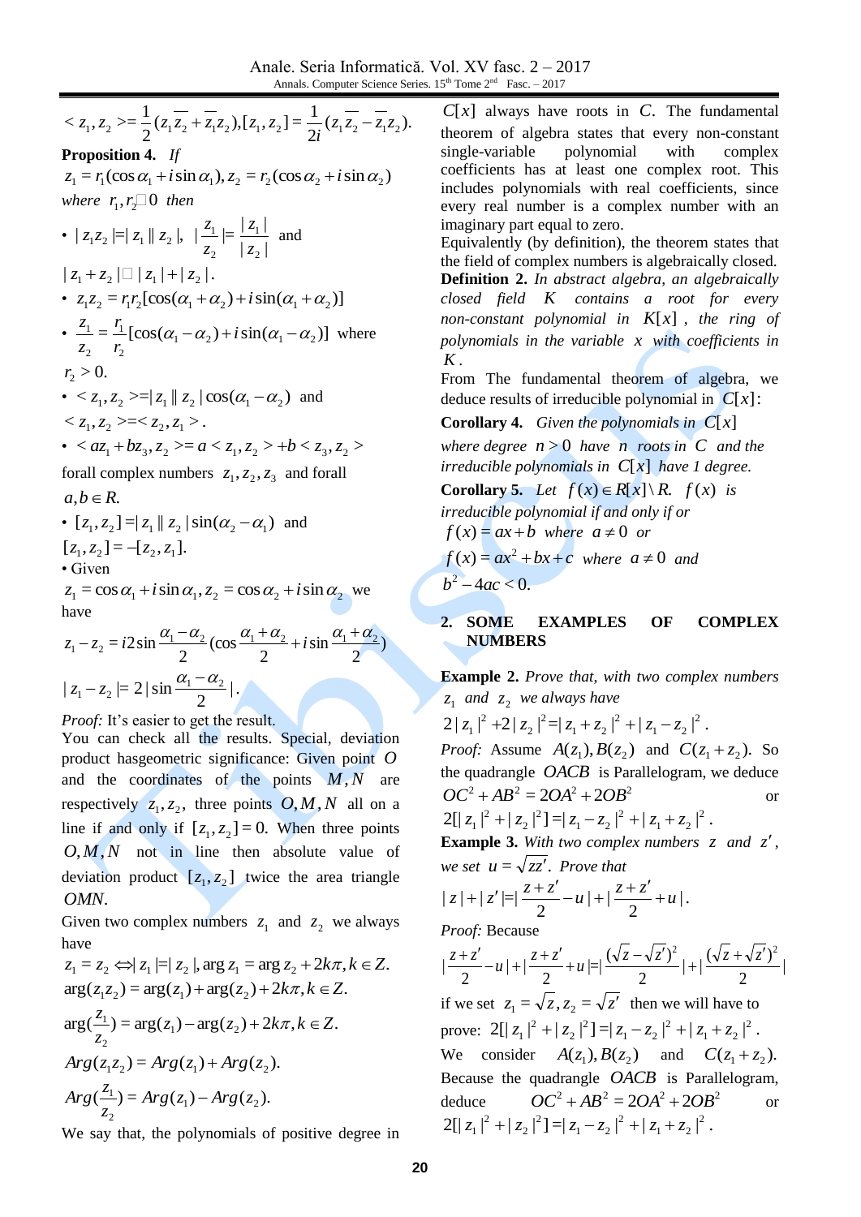$< z_1, z_2 >= \frac{1}{2}(z_1\overline{z_2} + \overline{z_1}z_2), [z_1, z_2] = \frac{1}{2i}(z_1\overline{z_2} - \overline{z_1}z_2).$

**Proposition 4.** *If* $z_1 = r_1(\cos\alpha_1 + i\sin\alpha_1), z_2 = r_2(\cos\alpha_2 + i\sin\alpha_2)$ *where* $r_1, r_2 \square 0$ *then*

- $|z_1 z_2| = |z_1||z_2|$, $|\frac{z_1}{z_2}| = \frac{|z_1|}{|z_2|}$ and $|z_1 + z_2| \square |z_1| + |z_2|$.
- $z_1 z_2 = r_1 r_2[\cos(\alpha_1 + \alpha_2) + i\sin(\alpha_1 + \alpha_2)]$
- $\frac{z_1}{z_2} = \frac{r_1}{r_2}[\cos(\alpha_1 - \alpha_2) + i\sin(\alpha_1 - \alpha_2)]$ where $r_2 > 0$.
- $< z_1, z_2 >= |z_1||z_2|\cos(\alpha_1 - \alpha_2)$ and $< z_1, z_2 >=< z_2, z_1 >$.
- $< az_1 + bz_3, z_2 >= a < z_1, z_2 > + b < z_3, z_2 >$ forall complex numbers $z_1, z_2, z_3$ and forall $a, b \in R$.
- $[z_1, z_2] = |z_1||z_2|\sin(\alpha_2 - \alpha_1)$ and $[z_1, z_2] = -[z_2, z_1]$.
- Given $z_1 = \cos\alpha_1 + i\sin\alpha_1, z_2 = \cos\alpha_2 + i\sin\alpha_2$ we have

$$z_1 - z_2 = i2\sin\frac{\alpha_1 - \alpha_2}{2}(\cos\frac{\alpha_1 + \alpha_2}{2} + i\sin\frac{\alpha_1 + \alpha_2}{2})$$

$$|z_1 - z_2| = 2|\sin\frac{\alpha_1 - \alpha_2}{2}|.$$

*Proof:* It's easier to get the result.

You can check all the results. Special, deviation product hasgeometric significance: Given point $O$ and the coordinates of the points $M, N$ are respectively $z_1, z_2$, three points $O, M, N$ all on a line if and only if $[z_1, z_2] = 0$. When three points $O, M, N$ not in line then absolute value of deviation product $[z_1, z_2]$ twice the area triangle $OMN$.

Given two complex numbers $z_1$ and $z_2$ we always have

$$z_1 = z_2 \Leftrightarrow |z_1| = |z_2|, \arg z_1 = \arg z_2 + 2k\pi, k \in Z.$$

$$\arg(z_1 z_2) = \arg(z_1) + \arg(z_2) + 2k\pi, k \in Z.$$

$$\arg(\frac{z_1}{z_2}) = \arg(z_1) - \arg(z_2) + 2k\pi, k \in Z.$$

$$Arg(z_1 z_2) = Arg(z_1) + Arg(z_2).$$

$$Arg(\frac{z_1}{z_2}) = Arg(z_1) - Arg(z_2).$$

We say that, the polynomials of positive degree in $C[x]$ always have roots in $C$. The fundamental theorem of algebra states that every non-constant single-variable polynomial with complex coefficients has at least one complex root. This includes polynomials with real coefficients, since every real number is a complex number with an imaginary part equal to zero.

Equivalently (by definition), the theorem states that the field of complex numbers is algebraically closed.

**Definition 2.** *In abstract algebra, an algebraically closed field* $K$ *contains a root for every non-constant polynomial in* $K[x]$*, the ring of polynomials in the variable* $x$ *with coefficients in* $K$.

From The fundamental theorem of algebra, we deduce results of irreducible polynomial in $C[x]$:

**Corollary 4.** *Given the polynomials in* $C[x]$ *where degree* $n > 0$ *have* $n$ *roots in* $C$ *and the irreducible polynomials in* $C[x]$ *have 1 degree.*

**Corollary 5.** *Let* $f(x) \in R[x] \setminus R$. $f(x)$ *is irreducible polynomial if and only if or* $f(x) = ax + b$ *where* $a \neq 0$ *or* $f(x) = ax^2 + bx + c$ *where* $a \neq 0$ *and* $b^2 - 4ac < 0$.

## 2. SOME EXAMPLES OF COMPLEX NUMBERS

**Example 2.** *Prove that, with two complex numbers* $z_1$ *and* $z_2$ *we always have*

$$2|z_1|^2 + 2|z_2|^2 = |z_1 + z_2|^2 + |z_1 - z_2|^2.$$

*Proof:* Assume $A(z_1), B(z_2)$ and $C(z_1 + z_2)$. So the quadrangle $OACB$ is Parallelogram, we deduce $OC^2 + AB^2 = 2OA^2 + 2OB^2$ or $2[|z_1|^2 + |z_2|^2] = |z_1 - z_2|^2 + |z_1 + z_2|^2$.

**Example 3.** *With two complex numbers* $z$ *and* $z'$*, we set* $u = \sqrt{zz'}$*. Prove that*

$$|z| + |z'| = |\frac{z + z'}{2} - u| + |\frac{z + z'}{2} + u|.$$

*Proof:* Because

$$|\frac{z + z'}{2} - u| + |\frac{z + z'}{2} + u| = |\frac{(\sqrt{z} - \sqrt{z'})^2}{2}| + |\frac{(\sqrt{z} + \sqrt{z'})^2}{2}|$$

if we set $z_1 = \sqrt{z}, z_2 = \sqrt{z'}$ then we will have to prove: $2[|z_1|^2 + |z_2|^2] = |z_1 - z_2|^2 + |z_1 + z_2|^2$.

We consider $A(z_1), B(z_2)$ and $C(z_1 + z_2)$. Because the quadrangle $OACB$ is Parallelogram, deduce $OC^2 + AB^2 = 2OA^2 + 2OB^2$ or $2[|z_1|^2 + |z_2|^2] = |z_1 - z_2|^2 + |z_1 + z_2|^2$.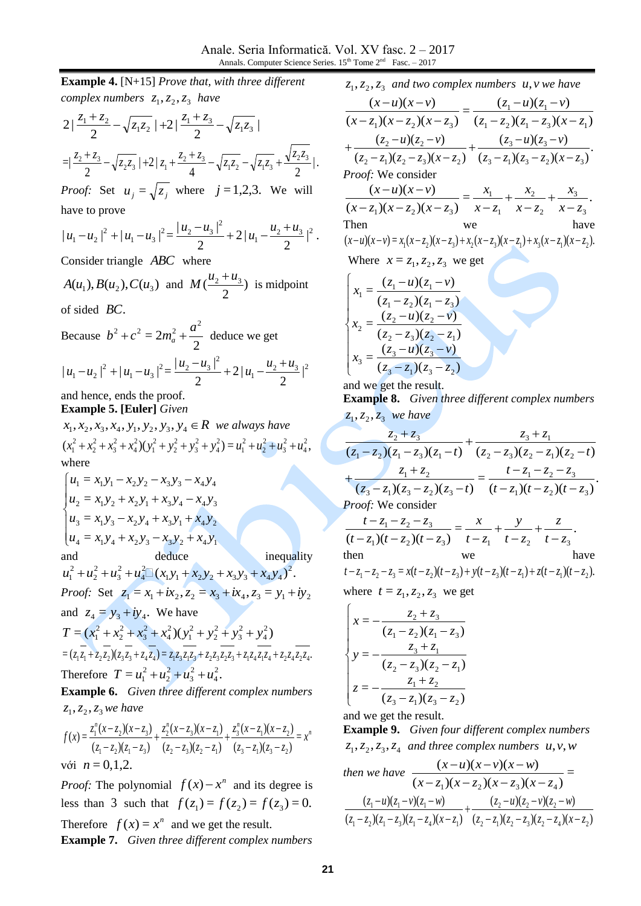**Example 4.** [N+15] *Prove that, with three different complex numbers* $z_1, z_2, z_3$ *have*

$$2\left|\frac{z_1+z_2}{2}-\sqrt{z_1z_2}\right|+2\left|\frac{z_1+z_3}{2}-\sqrt{z_1z_3}\right|$$
$$=\left|\frac{z_2+z_3}{2}-\sqrt{z_2z_3}\right|+2\left|z_1+\frac{z_2+z_3}{4}-\sqrt{z_1z_2}-\sqrt{z_1z_3}+\frac{\sqrt{z_2z_3}}{2}\right|.$$

*Proof:* Set $u_j=\sqrt{z_j}$ where $j=1,2,3$. We will have to prove

$$|u_1-u_2|^2+|u_1-u_3|^2=\frac{|u_2-u_3|^2}{2}+2\left|u_1-\frac{u_2+u_3}{2}\right|^2.$$

Consider triangle $ABC$ where $A(u_1), B(u_2), C(u_3)$ and $M(\frac{u_2+u_3}{2})$ is midpoint of sided $BC$.

Because $b^2+c^2=2m_a^2+\frac{a^2}{2}$ deduce we get

$$|u_1-u_2|^2+|u_1-u_3|^2=\frac{|u_2-u_3|^2}{2}+2\left|u_1-\frac{u_2+u_3}{2}\right|^2$$

and hence, ends the proof.

**Example 5. [Euler]** *Given* $x_1,x_2,x_3,x_4,y_1,y_2,y_3,y_4\in R$ *we always have*

$$(x_1^2+x_2^2+x_3^2+x_4^2)(y_1^2+y_2^2+y_3^2+y_4^2)=u_1^2+u_2^2+u_3^2+u_4^2,$$

where

$$\begin{cases}u_1=x_1y_1-x_2y_2-x_3y_3-x_4y_4\\u_2=x_1y_2+x_2y_1+x_3y_4-x_4y_3\\u_3=x_1y_3-x_2y_4+x_3y_1+x_4y_2\\u_4=x_1y_4+x_2y_3-x_3y_2+x_4y_1\end{cases}$$

and deduce inequality $u_1^2+u_2^2+u_3^2+u_4^2\geq(x_1y_1+x_2y_2+x_3y_3+x_4y_4)^2$.

*Proof:* Set $z_1=x_1+ix_2, z_2=x_3+ix_4, z_3=y_1+iy_2$ and $z_4=y_3+iy_4$. We have

$$T=(x_1^2+x_2^2+x_3^2+x_4^2)(y_1^2+y_2^2+y_3^2+y_4^2)$$
$$=(z_1\overline{z_1}+z_2\overline{z_2})(z_3\overline{z_3}+z_4\overline{z_4})=z_1z_3\overline{z_1z_3}+z_2z_3\overline{z_2z_3}+z_1z_4\overline{z_1z_4}+z_2z_4\overline{z_2z_4}.$$

Therefore $T=u_1^2+u_2^2+u_3^2+u_4^2$.

**Example 6.** *Given three different complex numbers* $z_1,z_2,z_3$ *we have*

$$f(x)=\frac{z_1^n(x-z_2)(x-z_3)}{(z_1-z_2)(z_1-z_3)}+\frac{z_2^n(x-z_3)(x-z_1)}{(z_2-z_3)(z_2-z_1)}+\frac{z_3^n(x-z_1)(x-z_2)}{(z_3-z_1)(z_3-z_2)}=x^n$$

với $n=0,1,2$.

*Proof:* The polynomial $f(x)-x^n$ and its degree is less than 3 such that $f(z_1)=f(z_2)=f(z_3)=0$.

Therefore $f(x)=x^n$ and we get the result.

**Example 7.** *Given three different complex numbers* $z_1,z_2,z_3$ *and two complex numbers* $u,v$ *we have*

$$\frac{(x-u)(x-v)}{(x-z_1)(x-z_2)(x-z_3)}=\frac{(z_1-u)(z_1-v)}{(z_1-z_2)(z_1-z_3)(x-z_1)}$$
$$+\frac{(z_2-u)(z_2-v)}{(z_2-z_1)(z_2-z_3)(x-z_2)}+\frac{(z_3-u)(z_3-v)}{(z_3-z_1)(z_3-z_2)(x-z_3)}.$$

*Proof:* We consider

$$\frac{(x-u)(x-v)}{(x-z_1)(x-z_2)(x-z_3)}=\frac{x_1}{x-z_1}+\frac{x_2}{x-z_2}+\frac{x_3}{x-z_3}.$$

Then we have

$$(x-u)(x-v)=x_1(x-z_2)(x-z_3)+x_2(x-z_3)(x-z_1)+x_3(x-z_1)(x-z_2).$$

Where $x=z_1,z_2,z_3$ we get

$$\begin{cases}x_1=\dfrac{(z_1-u)(z_1-v)}{(z_1-z_2)(z_1-z_3)}\\x_2=\dfrac{(z_2-u)(z_2-v)}{(z_2-z_3)(z_2-z_1)}\\x_3=\dfrac{(z_3-u)(z_3-v)}{(z_3-z_1)(z_3-z_2)}\end{cases}$$

and we get the result.

**Example 8.** *Given three different complex numbers* $z_1,z_2,z_3$ *we have*

$$\frac{z_2+z_3}{(z_1-z_2)(z_1-z_3)(z_1-t)}+\frac{z_3+z_1}{(z_2-z_3)(z_2-z_1)(z_2-t)}$$
$$+\frac{z_1+z_2}{(z_3-z_1)(z_3-z_2)(z_3-t)}=\frac{t-z_1-z_2-z_3}{(t-z_1)(t-z_2)(t-z_3)}.$$

*Proof:* We consider

$$\frac{t-z_1-z_2-z_3}{(t-z_1)(t-z_2)(t-z_3)}=\frac{x}{t-z_1}+\frac{y}{t-z_2}+\frac{z}{t-z_3}.$$

then we have

$$t-z_1-z_2-z_3=x(t-z_2)(t-z_3)+y(t-z_3)(t-z_1)+z(t-z_1)(t-z_2).$$

where $t=z_1,z_2,z_3$ we get

$$\begin{cases}x=-\dfrac{z_2+z_3}{(z_1-z_2)(z_1-z_3)}\\y=-\dfrac{z_3+z_1}{(z_2-z_3)(z_2-z_1)}\\z=-\dfrac{z_1+z_2}{(z_3-z_1)(z_3-z_2)}\end{cases}$$

and we get the result.

**Example 9.** *Given four different complex numbers* $z_1,z_2,z_3,z_4$ *and three complex numbers* $u,v,w$ *then we have*

$$\frac{(x-u)(x-v)(x-w)}{(x-z_1)(x-z_2)(x-z_3)(x-z_4)}=$$
$$\frac{(z_1-u)(z_1-v)(z_1-w)}{(z_1-z_2)(z_1-z_3)(z_1-z_4)(x-z_1)}+\frac{(z_2-u)(z_2-v)(z_2-w)}{(z_2-z_1)(z_2-z_3)(z_2-z_4)(x-z_2)}$$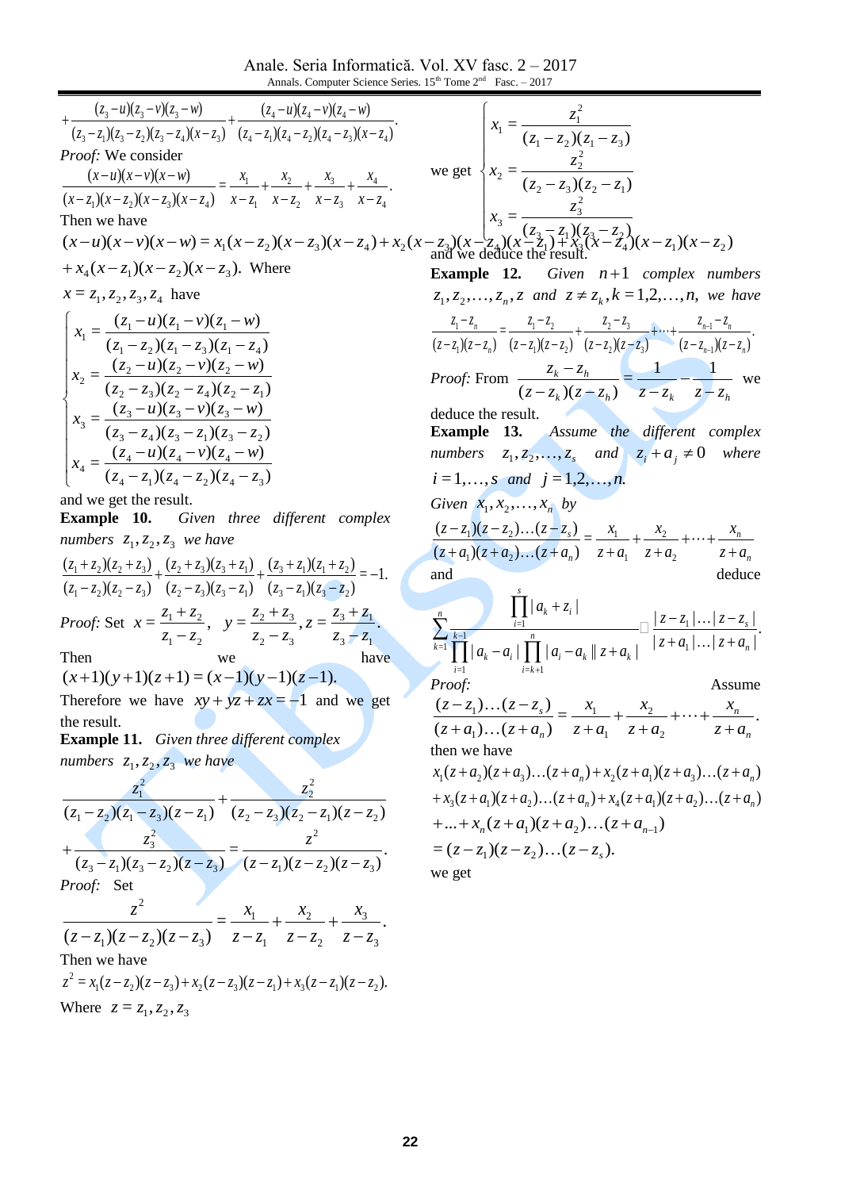$$+\frac{(z_3-u)(z_3-v)(z_3-w)}{(z_3-z_1)(z_3-z_2)(z_3-z_4)(x-z_3)}+\frac{(z_4-u)(z_4-v)(z_4-w)}{(z_4-z_1)(z_4-z_2)(z_4-z_3)(x-z_4)}.$$

*Proof:* We consider

$$\frac{(x-u)(x-v)(x-w)}{(x-z_1)(x-z_2)(x-z_3)(x-z_4)}=\frac{x_1}{x-z_1}+\frac{x_2}{x-z_2}+\frac{x_3}{x-z_3}+\frac{x_4}{x-z_4}.$$

Then we have

$$(x-u)(x-v)(x-w)=x_1(x-z_2)(x-z_3)(x-z_4)+x_2(x-z_3)(x-z_4)(x-z_1)+x_3(x-z_4)(x-z_1)(x-z_2)$$
$$+x_4(x-z_1)(x-z_2)(x-z_3).$$

Where $x=z_1,z_2,z_3,z_4$ have

$$\begin{cases} x_1=\dfrac{(z_1-u)(z_1-v)(z_1-w)}{(z_1-z_2)(z_1-z_3)(z_1-z_4)} \\ x_2=\dfrac{(z_2-u)(z_2-v)(z_2-w)}{(z_2-z_3)(z_2-z_4)(z_2-z_1)} \\ x_3=\dfrac{(z_3-u)(z_3-v)(z_3-w)}{(z_3-z_4)(z_3-z_1)(z_3-z_2)} \\ x_4=\dfrac{(z_4-u)(z_4-v)(z_4-w)}{(z_4-z_1)(z_4-z_2)(z_4-z_3)} \end{cases}$$

and we get the result.

**Example 10.** *Given three different complex numbers* $z_1,z_2,z_3$ *we have*

$$\frac{(z_1+z_2)(z_2+z_3)}{(z_1-z_2)(z_2-z_3)}+\frac{(z_2+z_3)(z_3+z_1)}{(z_2-z_3)(z_3-z_1)}+\frac{(z_3+z_1)(z_1+z_2)}{(z_3-z_1)(z_3-z_2)}=-1.$$

*Proof:* Set $x=\dfrac{z_1+z_2}{z_1-z_2},\ \ y=\dfrac{z_2+z_3}{z_2-z_3}, z=\dfrac{z_3+z_1}{z_3-z_1}.$

Then we have

$$(x+1)(y+1)(z+1)=(x-1)(y-1)(z-1).$$

Therefore we have $xy+yz+zx=-1$ and we get the result.

**Example 11.** *Given three different complex numbers* $z_1,z_2,z_3$ *we have*

$$\frac{z_1^2}{(z_1-z_2)(z_1-z_3)(z-z_1)}+\frac{z_2^2}{(z_2-z_3)(z_2-z_1)(z-z_2)}$$
$$+\frac{z_3^2}{(z_3-z_1)(z_3-z_2)(z-z_3)}=\frac{z^2}{(z-z_1)(z-z_2)(z-z_3)}.$$

*Proof:* Set

$$\frac{z^2}{(z-z_1)(z-z_2)(z-z_3)}=\frac{x_1}{z-z_1}+\frac{x_2}{z-z_2}+\frac{x_3}{z-z_3}.$$

Then we have

$$z^2=x_1(z-z_2)(z-z_3)+x_2(z-z_3)(z-z_1)+x_3(z-z_1)(z-z_2).$$

Where $z=z_1,z_2,z_3$

we get

$$\begin{cases} x_1=\dfrac{z_1^2}{(z_1-z_2)(z_1-z_3)} \\ x_2=\dfrac{z_2^2}{(z_2-z_3)(z_2-z_1)} \\ x_3=\dfrac{z_3^2}{(z_3-z_1)(z_3-z_2)} \end{cases}$$

and we deduce the result.

**Example 12.** *Given* $n+1$ *complex numbers* $z_1,z_2,\ldots,z_n,z$ *and* $z\neq z_k, k=1,2,\ldots,n,$ *we have*

$$\frac{z_1-z_n}{(z-z_1)(z-z_n)}=\frac{z_1-z_2}{(z-z_1)(z-z_2)}+\frac{z_2-z_3}{(z-z_2)(z-z_3)}+\cdots+\frac{z_{n-1}-z_n}{(z-z_{n-1})(z-z_n)}.$$

*Proof:* From $\dfrac{z_k-z_h}{(z-z_k)(z-z_h)}=\dfrac{1}{z-z_k}-\dfrac{1}{z-z_h}$ we deduce the result.

**Example 13.** *Assume the different complex numbers* $z_1,z_2,\ldots,z_s$ *and* $z_i+a_j\neq 0$ *where* $i=1,\ldots,s$ *and* $j=1,2,\ldots,n.$

*Given* $x_1,x_2,\ldots,x_n$ *by*

$$\frac{(z-z_1)(z-z_2)\ldots(z-z_s)}{(z+a_1)(z+a_2)\ldots(z+a_n)}=\frac{x_1}{z+a_1}+\frac{x_2}{z+a_2}+\cdots+\frac{x_n}{z+a_n}$$

and deduce

$$\sum_{k=1}^{n}\frac{\prod_{i=1}^{s}|a_k+z_i|}{\prod_{i=1}^{k-1}|a_k-a_i|\prod_{i=k+1}^{n}|a_i-a_k\|z+a_k|}\ \square\ \frac{|z-z_1|\ldots|z-z_s|}{|z+a_1|\ldots|z+a_n|}.$$

*Proof:* Assume

$$\frac{(z-z_1)\ldots(z-z_s)}{(z+a_1)\ldots(z+a_n)}=\frac{x_1}{z+a_1}+\frac{x_2}{z+a_2}+\cdots+\frac{x_n}{z+a_n}.$$

then we have

$$x_1(z+a_2)(z+a_3)\ldots(z+a_n)+x_2(z+a_1)(z+a_3)\ldots(z+a_n)$$
$$+x_3(z+a_1)(z+a_2)\ldots(z+a_n)+x_4(z+a_1)(z+a_2)\ldots(z+a_n)$$
$$+\ldots+x_n(z+a_1)(z+a_2)\ldots(z+a_{n-1})$$
$$=(z-z_1)(z-z_2)\ldots(z-z_s).$$

we get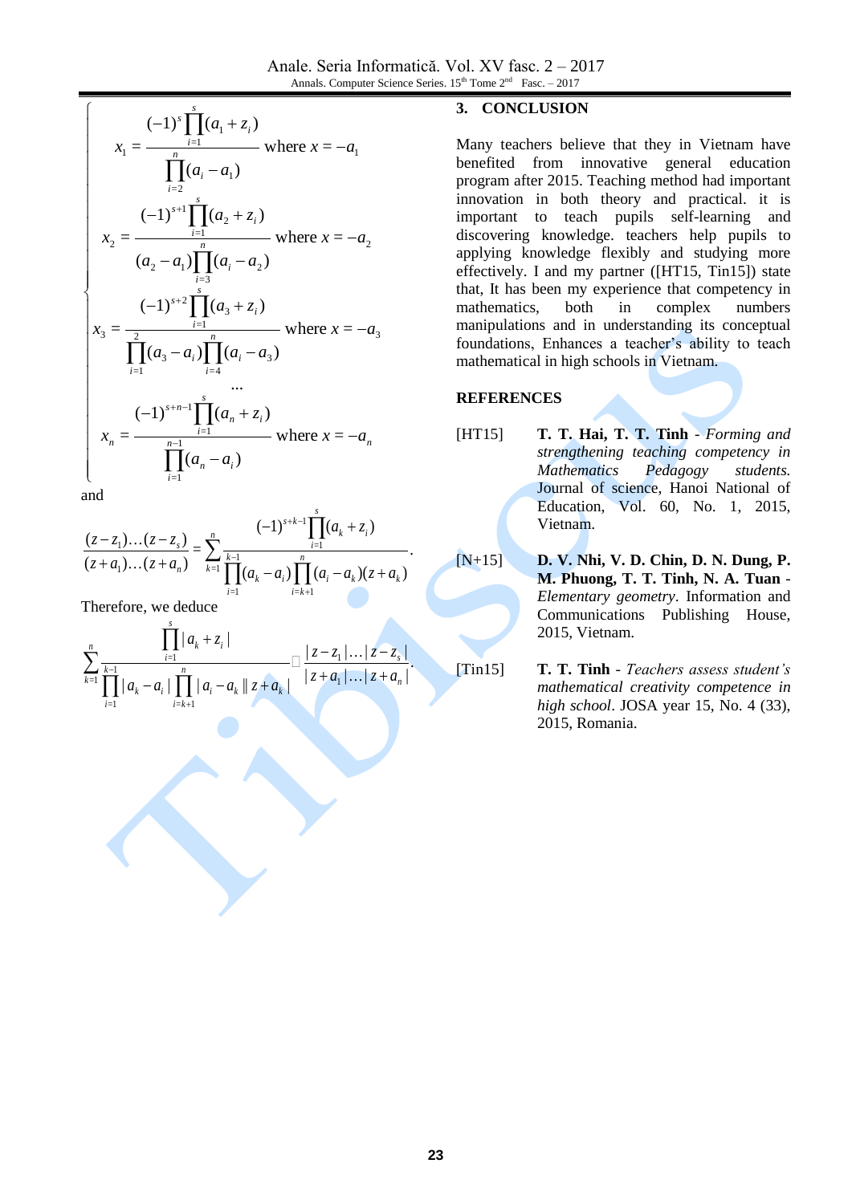$$\begin{cases} x_1 = \dfrac{(-1)^s \prod_{i=1}^{s}(a_1 + z_i)}{\prod_{i=2}^{n}(a_i - a_1)} & \text{where } x = -a_1 \\ x_2 = \dfrac{(-1)^{s+1} \prod_{i=1}^{s}(a_2 + z_i)}{(a_2 - a_1)\prod_{i=3}^{n}(a_i - a_2)} & \text{where } x = -a_2 \\ x_3 = \dfrac{(-1)^{s+2} \prod_{i=1}^{s}(a_3 + z_i)}{\prod_{i=1}^{2}(a_3 - a_i)\prod_{i=4}^{n}(a_i - a_3)} & \text{where } x = -a_3 \\ \qquad \ldots \\ x_n = \dfrac{(-1)^{s+n-1} \prod_{i=1}^{s}(a_n + z_i)}{\prod_{i=1}^{n-1}(a_n - a_i)} & \text{where } x = -a_n \end{cases}$$

and

$$\frac{(z-z_1)\ldots(z-z_s)}{(z+a_1)\ldots(z+a_n)} = \sum_{k=1}^{n} \frac{(-1)^{s+k-1}\prod_{i=1}^{s}(a_k + z_i)}{\prod_{i=1}^{k-1}(a_k - a_i)\prod_{i=k+1}^{n}(a_i - a_k)(z + a_k)}.$$

Therefore, we deduce

$$\sum_{k=1}^{n} \frac{\prod_{i=1}^{s}|a_k + z_i|}{\prod_{i=1}^{k-1}|a_k - a_i|\prod_{i=k+1}^{n}|a_i - a_k\|z + a_k|} \geq \frac{|z-z_1|\ldots|z-z_s|}{|z+a_1|\ldots|z+a_n|}.$$

## 3. CONCLUSION

Many teachers believe that they in Vietnam have benefited from innovative general education program after 2015. Teaching method had important innovation in both theory and practical. it is important to teach pupils self-learning and discovering knowledge. teachers help pupils to applying knowledge flexibly and studying more effectively. I and my partner ([HT15, Tin15]) state that, It has been my experience that competency in mathematics, both in complex numbers manipulations and in understanding its conceptual foundations, Enhances a teacher's ability to teach mathematical in high schools in Vietnam.

## REFERENCES

[HT15] **T. T. Hai, T. T. Tinh** - *Forming and strengthening teaching competency in Mathematics Pedagogy students.* Journal of science, Hanoi National of Education, Vol. 60, No. 1, 2015, Vietnam.

[N+15] **D. V. Nhi, D. V. Chin, D. N. Dung, P. M. Phuong, T. T. Tinh, N. A. Tuan** - *Elementary geometry*. Information and Communications Publishing House, 2015, Vietnam.

[Tin15] **T. T. Tinh** - *Teachers assess student's mathematical creativity competence in high school*. JOSA year 15, No. 4 (33), 2015, Romania.